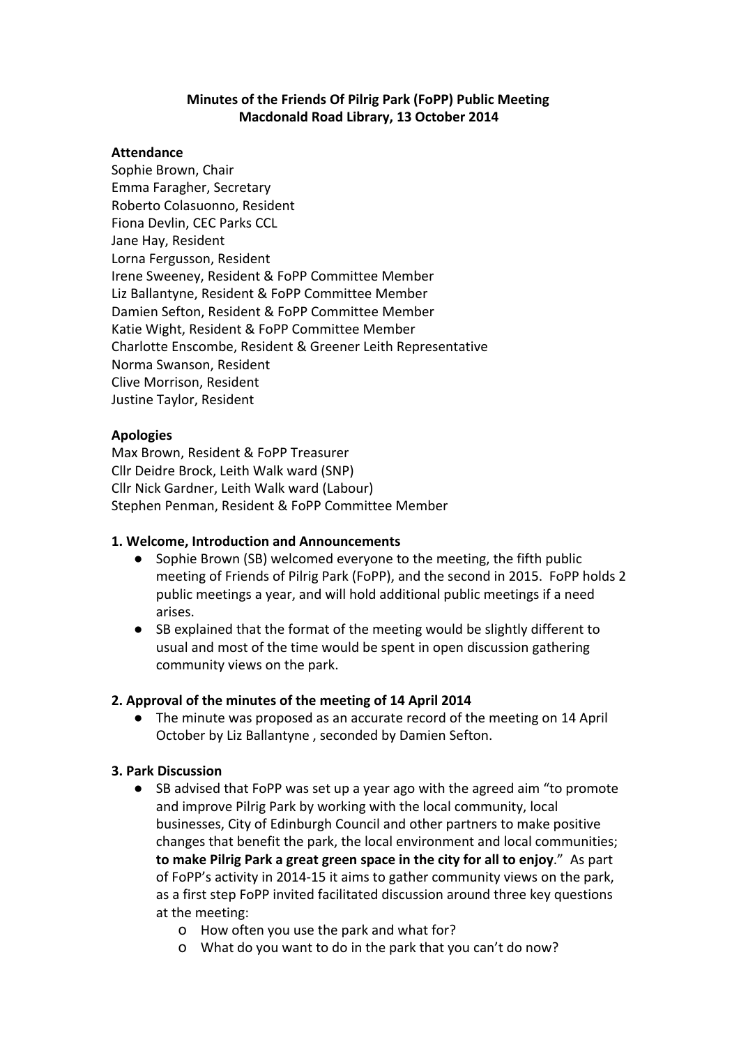**Minutes of the Friends Of Pilrig Park (FoPP) Public Meeting**
**Macdonald Road Library, 13 October 2014**

**Attendance**
Sophie Brown, Chair
Emma Faragher, Secretary
Roberto Colasuonno, Resident
Fiona Devlin, CEC Parks CCL
Jane Hay, Resident
Lorna Fergusson, Resident
Irene Sweeney, Resident & FoPP Committee Member
Liz Ballantyne, Resident & FoPP Committee Member
Damien Sefton, Resident & FoPP Committee Member
Katie Wight, Resident & FoPP Committee Member
Charlotte Enscombe, Resident & Greener Leith Representative
Norma Swanson, Resident
Clive Morrison, Resident
Justine Taylor, Resident

**Apologies**
Max Brown, Resident & FoPP Treasurer
Cllr Deidre Brock, Leith Walk ward (SNP)
Cllr Nick Gardner, Leith Walk ward (Labour)
Stephen Penman, Resident & FoPP Committee Member

**1. Welcome, Introduction and Announcements**

- Sophie Brown (SB) welcomed everyone to the meeting, the fifth public meeting of Friends of Pilrig Park (FoPP), and the second in 2015. FoPP holds 2 public meetings a year, and will hold additional public meetings if a need arises.
- SB explained that the format of the meeting would be slightly different to usual and most of the time would be spent in open discussion gathering community views on the park.

**2. Approval of the minutes of the meeting of 14 April 2014**

- The minute was proposed as an accurate record of the meeting on 14 April October by Liz Ballantyne , seconded by Damien Sefton.

**3. Park Discussion**

- SB advised that FoPP was set up a year ago with the agreed aim "to promote and improve Pilrig Park by working with the local community, local businesses, City of Edinburgh Council and other partners to make positive changes that benefit the park, the local environment and local communities; **to make Pilrig Park a great green space in the city for all to enjoy**." As part of FoPP's activity in 2014-15 it aims to gather community views on the park, as a first step FoPP invited facilitated discussion around three key questions at the meeting:
    - How often you use the park and what for?
    - What do you want to do in the park that you can't do now?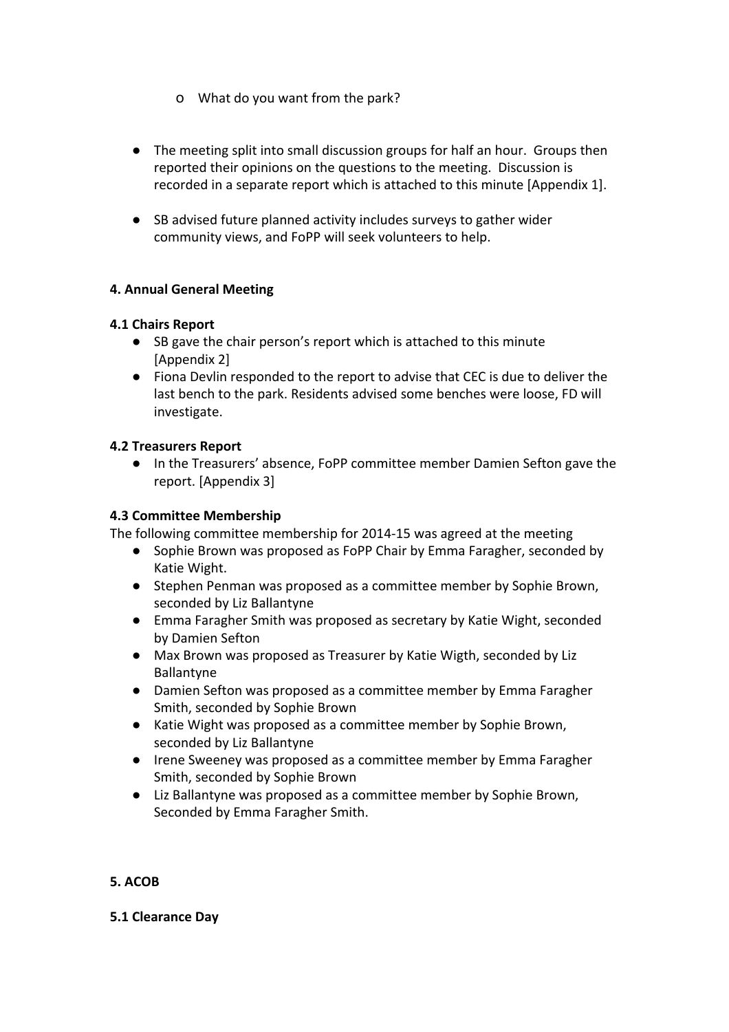- What do you want from the park?

- The meeting split into small discussion groups for half an hour. Groups then reported their opinions on the questions to the meeting. Discussion is recorded in a separate report which is attached to this minute [Appendix 1].

- SB advised future planned activity includes surveys to gather wider community views, and FoPP will seek volunteers to help.

**4. Annual General Meeting**

**4.1 Chairs Report**

- SB gave the chair person's report which is attached to this minute [Appendix 2]
- Fiona Devlin responded to the report to advise that CEC is due to deliver the last bench to the park. Residents advised some benches were loose, FD will investigate.

**4.2 Treasurers Report**

- In the Treasurers' absence, FoPP committee member Damien Sefton gave the report. [Appendix 3]

**4.3 Committee Membership**

The following committee membership for 2014-15 was agreed at the meeting

- Sophie Brown was proposed as FoPP Chair by Emma Faragher, seconded by Katie Wight.
- Stephen Penman was proposed as a committee member by Sophie Brown, seconded by Liz Ballantyne
- Emma Faragher Smith was proposed as secretary by Katie Wight, seconded by Damien Sefton
- Max Brown was proposed as Treasurer by Katie Wigth, seconded by Liz Ballantyne
- Damien Sefton was proposed as a committee member by Emma Faragher Smith, seconded by Sophie Brown
- Katie Wight was proposed as a committee member by Sophie Brown, seconded by Liz Ballantyne
- Irene Sweeney was proposed as a committee member by Emma Faragher Smith, seconded by Sophie Brown
- Liz Ballantyne was proposed as a committee member by Sophie Brown, Seconded by Emma Faragher Smith.

**5. ACOB**

**5.1 Clearance Day**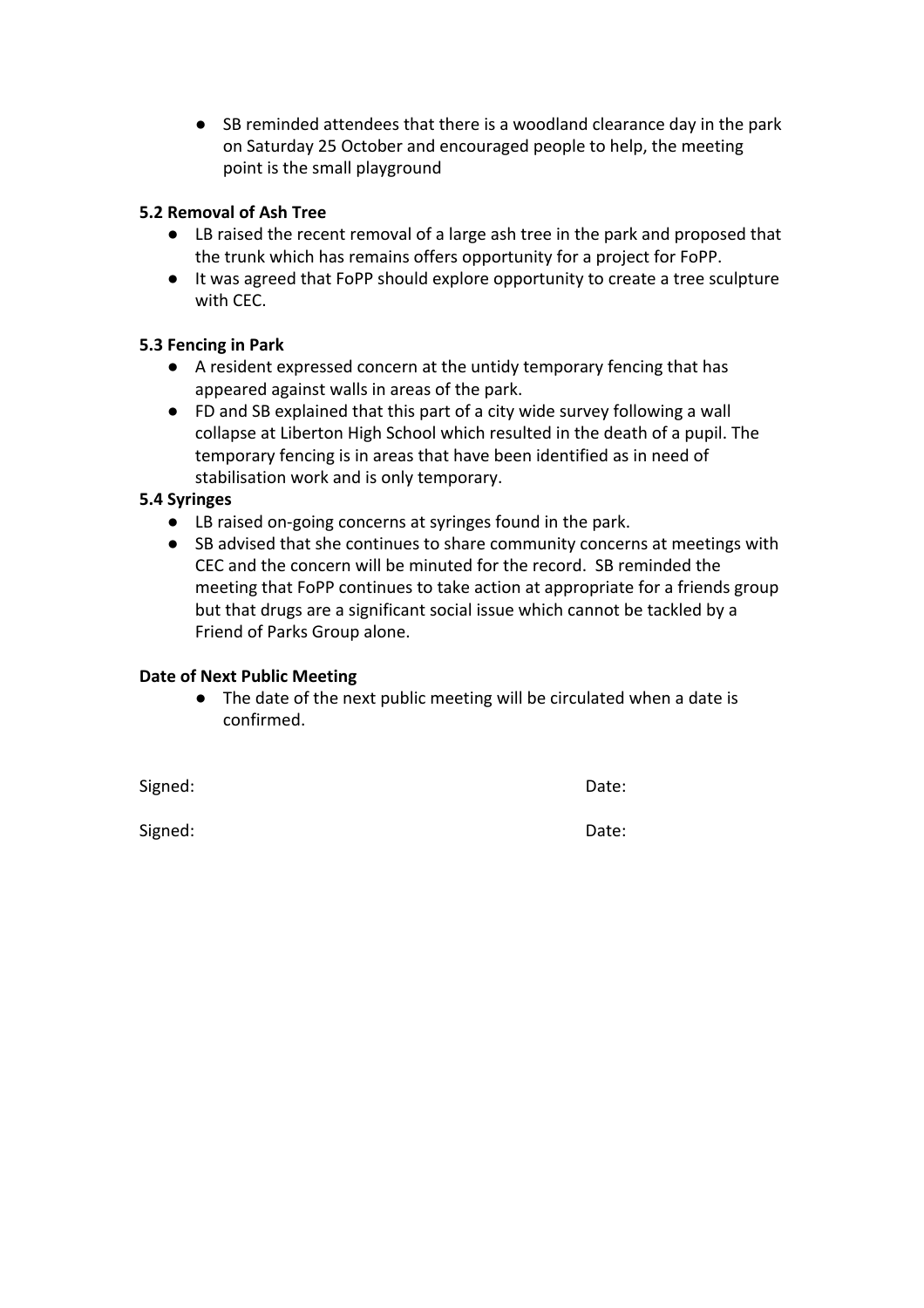- SB reminded attendees that there is a woodland clearance day in the park on Saturday 25 October and encouraged people to help, the meeting point is the small playground

**5.2 Removal of Ash Tree**

- LB raised the recent removal of a large ash tree in the park and proposed that the trunk which has remains offers opportunity for a project for FoPP.
- It was agreed that FoPP should explore opportunity to create a tree sculpture with CEC.

**5.3 Fencing in Park**

- A resident expressed concern at the untidy temporary fencing that has appeared against walls in areas of the park.
- FD and SB explained that this part of a city wide survey following a wall collapse at Liberton High School which resulted in the death of a pupil. The temporary fencing is in areas that have been identified as in need of stabilisation work and is only temporary.

**5.4 Syringes**

- LB raised on-going concerns at syringes found in the park.
- SB advised that she continues to share community concerns at meetings with CEC and the concern will be minuted for the record. SB reminded the meeting that FoPP continues to take action at appropriate for a friends group but that drugs are a significant social issue which cannot be tackled by a Friend of Parks Group alone.

**Date of Next Public Meeting**

- The date of the next public meeting will be circulated when a date is confirmed.

Signed: Date:

Signed: Date: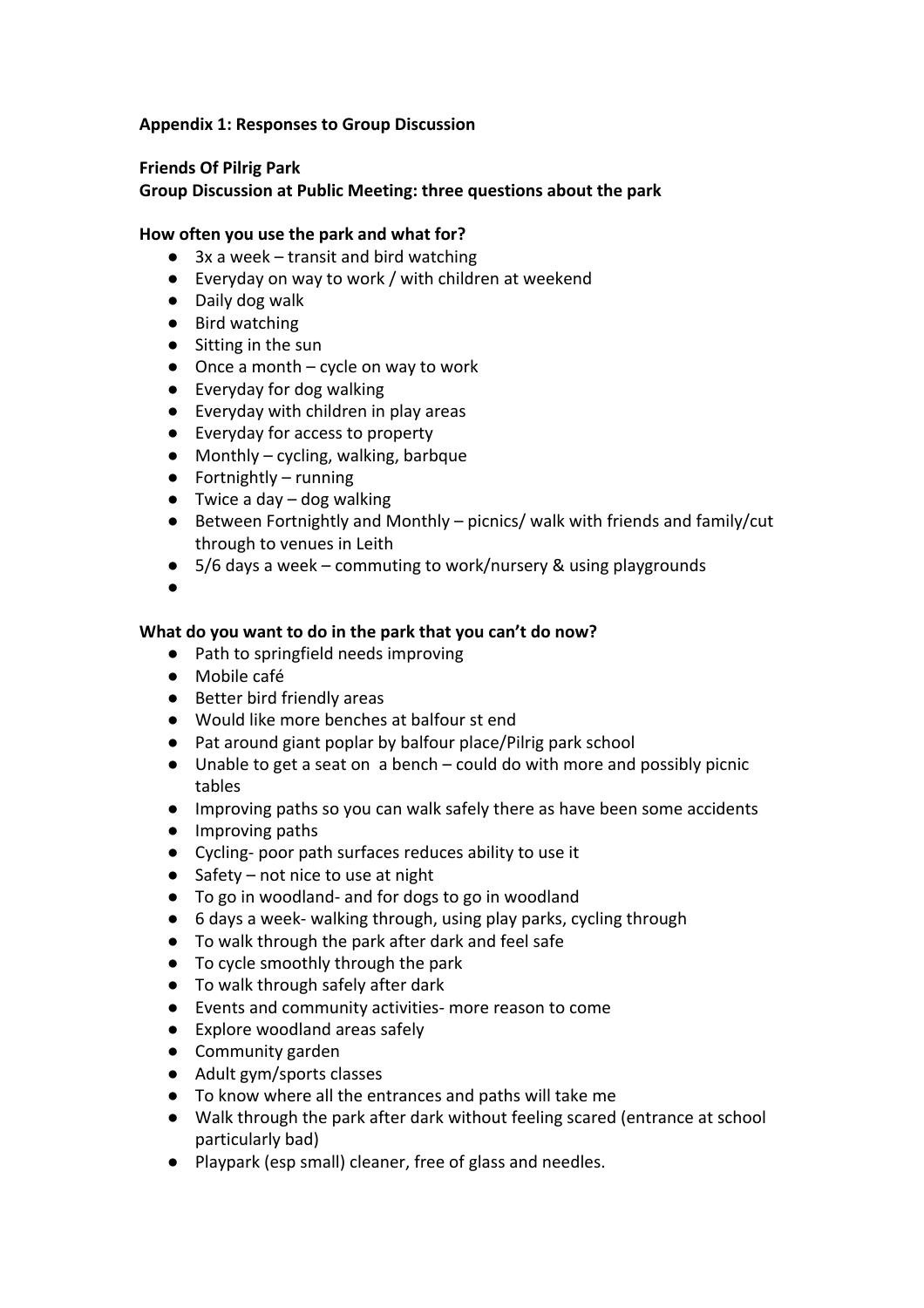**Appendix 1: Responses to Group Discussion**

**Friends Of Pilrig Park**
**Group Discussion at Public Meeting: three questions about the park**

**How often you use the park and what for?**

- 3x a week – transit and bird watching
- Everyday on way to work / with children at weekend
- Daily dog walk
- Bird watching
- Sitting in the sun
- Once a month – cycle on way to work
- Everyday for dog walking
- Everyday with children in play areas
- Everyday for access to property
- Monthly – cycling, walking, barbque
- Fortnightly – running
- Twice a day – dog walking
- Between Fortnightly and Monthly – picnics/ walk with friends and family/cut through to venues in Leith
- 5/6 days a week – commuting to work/nursery & using playgrounds

**What do you want to do in the park that you can't do now?**

- Path to springfield needs improving
- Mobile café
- Better bird friendly areas
- Would like more benches at balfour st end
- Pat around giant poplar by balfour place/Pilrig park school
- Unable to get a seat on a bench – could do with more and possibly picnic tables
- Improving paths so you can walk safely there as have been some accidents
- Improving paths
- Cycling- poor path surfaces reduces ability to use it
- Safety – not nice to use at night
- To go in woodland- and for dogs to go in woodland
- 6 days a week- walking through, using play parks, cycling through
- To walk through the park after dark and feel safe
- To cycle smoothly through the park
- To walk through safely after dark
- Events and community activities- more reason to come
- Explore woodland areas safely
- Community garden
- Adult gym/sports classes
- To know where all the entrances and paths will take me
- Walk through the park after dark without feeling scared (entrance at school particularly bad)
- Playpark (esp small) cleaner, free of glass and needles.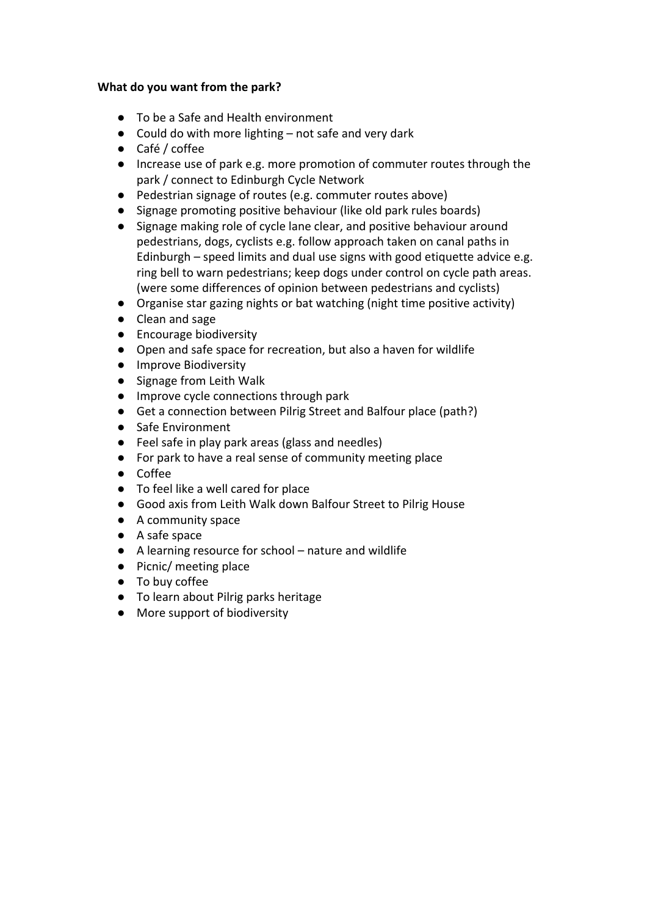**What do you want from the park?**

- To be a Safe and Health environment
- Could do with more lighting – not safe and very dark
- Café / coffee
- Increase use of park e.g. more promotion of commuter routes through the park / connect to Edinburgh Cycle Network
- Pedestrian signage of routes (e.g. commuter routes above)
- Signage promoting positive behaviour (like old park rules boards)
- Signage making role of cycle lane clear, and positive behaviour around pedestrians, dogs, cyclists e.g. follow approach taken on canal paths in Edinburgh – speed limits and dual use signs with good etiquette advice e.g. ring bell to warn pedestrians; keep dogs under control on cycle path areas. (were some differences of opinion between pedestrians and cyclists)
- Organise star gazing nights or bat watching (night time positive activity)
- Clean and sage
- Encourage biodiversity
- Open and safe space for recreation, but also a haven for wildlife
- Improve Biodiversity
- Signage from Leith Walk
- Improve cycle connections through park
- Get a connection between Pilrig Street and Balfour place (path?)
- Safe Environment
- Feel safe in play park areas (glass and needles)
- For park to have a real sense of community meeting place
- Coffee
- To feel like a well cared for place
- Good axis from Leith Walk down Balfour Street to Pilrig House
- A community space
- A safe space
- A learning resource for school – nature and wildlife
- Picnic/ meeting place
- To buy coffee
- To learn about Pilrig parks heritage
- More support of biodiversity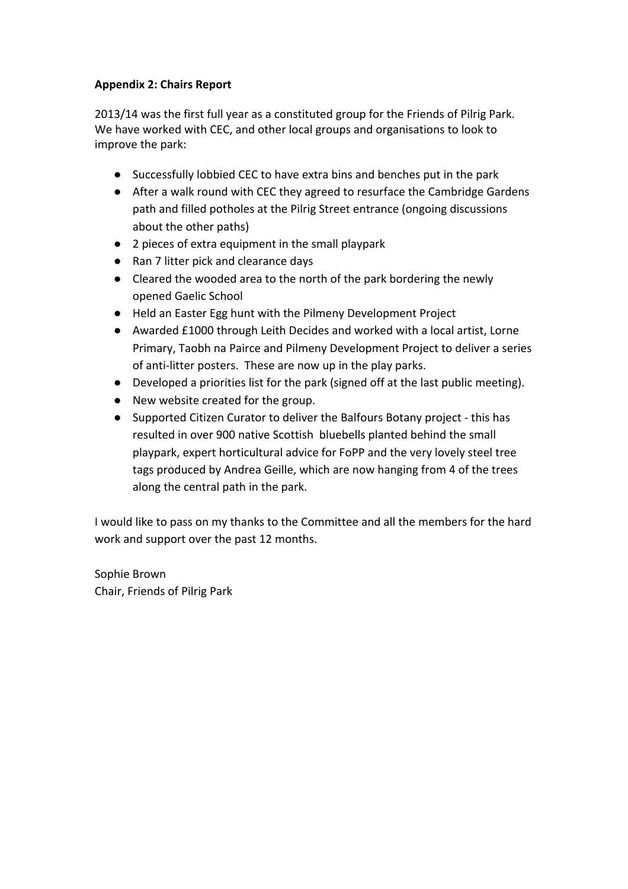**Appendix 2: Chairs Report**

2013/14 was the first full year as a constituted group for the Friends of Pilrig Park. We have worked with CEC, and other local groups and organisations to look to improve the park:

- Successfully lobbied CEC to have extra bins and benches put in the park
- After a walk round with CEC they agreed to resurface the Cambridge Gardens path and filled potholes at the Pilrig Street entrance (ongoing discussions about the other paths)
- 2 pieces of extra equipment in the small playpark
- Ran 7 litter pick and clearance days
- Cleared the wooded area to the north of the park bordering the newly opened Gaelic School
- Held an Easter Egg hunt with the Pilmeny Development Project
- Awarded £1000 through Leith Decides and worked with a local artist, Lorne Primary, Taobh na Pairce and Pilmeny Development Project to deliver a series of anti-litter posters. These are now up in the play parks.
- Developed a priorities list for the park (signed off at the last public meeting).
- New website created for the group.
- Supported Citizen Curator to deliver the Balfours Botany project - this has resulted in over 900 native Scottish bluebells planted behind the small playpark, expert horticultural advice for FoPP and the very lovely steel tree tags produced by Andrea Geille, which are now hanging from 4 of the trees along the central path in the park.

I would like to pass on my thanks to the Committee and all the members for the hard work and support over the past 12 months.

Sophie Brown
Chair, Friends of Pilrig Park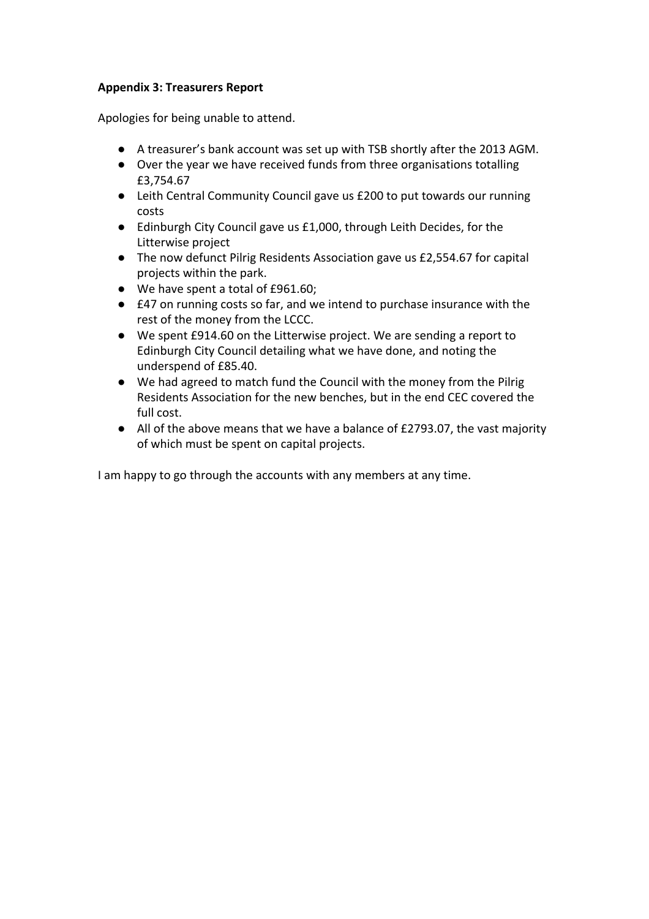**Appendix 3: Treasurers Report**

Apologies for being unable to attend.

- A treasurer's bank account was set up with TSB shortly after the 2013 AGM.
- Over the year we have received funds from three organisations totalling £3,754.67
- Leith Central Community Council gave us £200 to put towards our running costs
- Edinburgh City Council gave us £1,000, through Leith Decides, for the Litterwise project
- The now defunct Pilrig Residents Association gave us £2,554.67 for capital projects within the park.
- We have spent a total of £961.60;
- £47 on running costs so far, and we intend to purchase insurance with the rest of the money from the LCCC.
- We spent £914.60 on the Litterwise project. We are sending a report to Edinburgh City Council detailing what we have done, and noting the underspend of £85.40.
- We had agreed to match fund the Council with the money from the Pilrig Residents Association for the new benches, but in the end CEC covered the full cost.
- All of the above means that we have a balance of £2793.07, the vast majority of which must be spent on capital projects.

I am happy to go through the accounts with any members at any time.